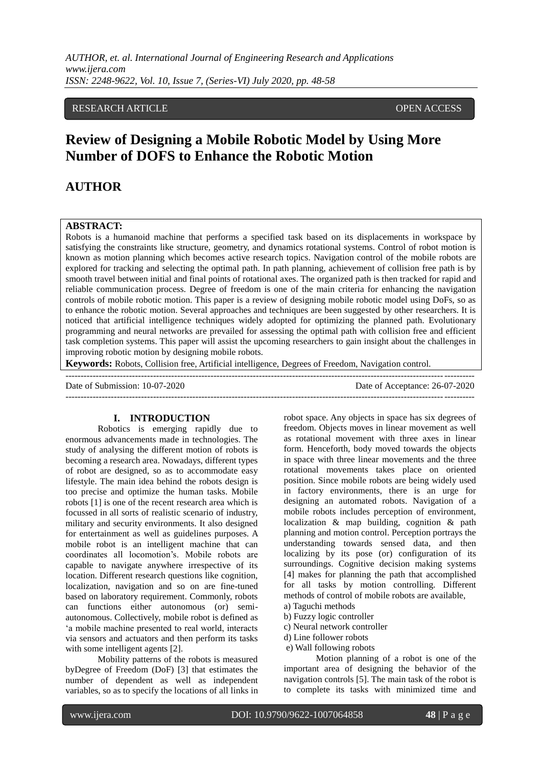RESEARCH ARTICLE OPEN ACCESS

# Review of Designing a Mobile Robotic Model by Using More Number of DOFS to Enhance the Robotic Motion

## AUTHOR

**ABSTRACT:**
Robots is a humanoid machine that performs a specified task based on its displacements in workspace by satisfying the constraints like structure, geometry, and dynamics rotational systems. Control of robot motion is known as motion planning which becomes active research topics. Navigation control of the mobile robots are explored for tracking and selecting the optimal path. In path planning, achievement of collision free path is by smooth travel between initial and final points of rotational axes. The organized path is then tracked for rapid and reliable communication process. Degree of freedom is one of the main criteria for enhancing the navigation controls of mobile robotic motion. This paper is a review of designing mobile robotic model using DoFs, so as to enhance the robotic motion. Several approaches and techniques are been suggested by other researchers. It is noticed that artificial intelligence techniques widely adopted for optimizing the planned path. Evolutionary programming and neural networks are prevailed for assessing the optimal path with collision free and efficient task completion systems. This paper will assist the upcoming researchers to gain insight about the challenges in improving robotic motion by designing mobile robots.

**Keywords:** Robots, Collision free, Artificial intelligence, Degrees of Freedom, Navigation control.

---

Date of Submission: 10-07-2020 Date of Acceptance: 26-07-2020

---

## I. INTRODUCTION

Robotics is emerging rapidly due to enormous advancements made in technologies. The study of analysing the different motion of robots is becoming a research area. Nowadays, different types of robot are designed, so as to accommodate easy lifestyle. The main idea behind the robots design is too precise and optimize the human tasks. Mobile robots [1] is one of the recent research area which is focussed in all sorts of realistic scenario of industry, military and security environments. It also designed for entertainment as well as guidelines purposes. A mobile robot is an intelligent machine that can coordinates all locomotion's. Mobile robots are capable to navigate anywhere irrespective of its location. Different research questions like cognition, localization, navigation and so on are fine-tuned based on laboratory requirement. Commonly, robots can functions either autonomous (or) semi-autonomous. Collectively, mobile robot is defined as 'a mobile machine presented to real world, interacts via sensors and actuators and then perform its tasks with some intelligent agents [2].

Mobility patterns of the robots is measured byDegree of Freedom (DoF) [3] that estimates the number of dependent as well as independent variables, so as to specify the locations of all links in robot space. Any objects in space has six degrees of freedom. Objects moves in linear movement as well as rotational movement with three axes in linear form. Henceforth, body moved towards the objects in space with three linear movements and the three rotational movements takes place on oriented position. Since mobile robots are being widely used in factory environments, there is an urge for designing an automated robots. Navigation of a mobile robots includes perception of environment, localization & map building, cognition & path planning and motion control. Perception portrays the understanding towards sensed data, and then localizing by its pose (or) configuration of its surroundings. Cognitive decision making systems [4] makes for planning the path that accomplished for all tasks by motion controlling. Different methods of control of mobile robots are available,

a) Taguchi methods
b) Fuzzy logic controller
c) Neural network controller
d) Line follower robots
e) Wall following robots

Motion planning of a robot is one of the important area of designing the behavior of the navigation controls [5]. The main task of the robot is to complete its tasks with minimized time and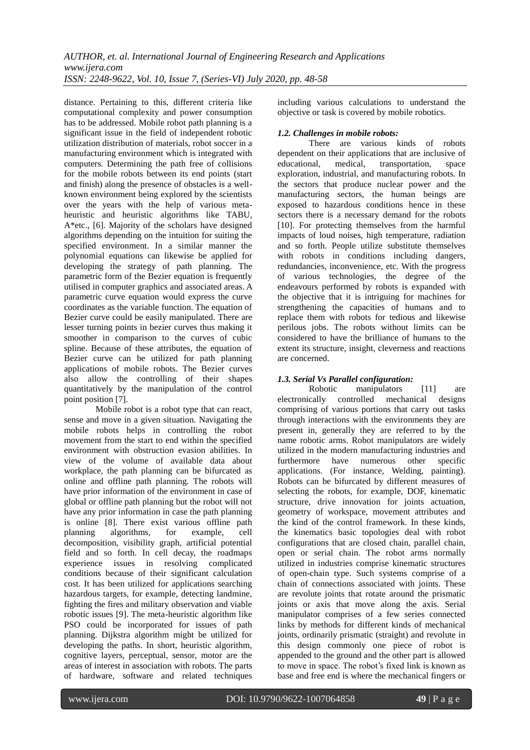distance. Pertaining to this, different criteria like computational complexity and power consumption has to be addressed. Mobile robot path planning is a significant issue in the field of independent robotic utilization distribution of materials, robot soccer in a manufacturing environment which is integrated with computers. Determining the path free of collisions for the mobile robots between its end points (start and finish) along the presence of obstacles is a well-known environment being explored by the scientists over the years with the help of various meta-heuristic and heuristic algorithms like TABU, A*etc., [6]. Majority of the scholars have designed algorithms depending on the intuition for suiting the specified environment. In a similar manner the polynomial equations can likewise be applied for developing the strategy of path planning. The parametric form of the Bezier equation is frequently utilised in computer graphics and associated areas. A parametric curve equation would express the curve coordinates as the variable function. The equation of Bezier curve could be easily manipulated. There are lesser turning points in bezier curves thus making it smoother in comparison to the curves of cubic spline. Because of these attributes, the equation of Bezier curve can be utilized for path planning applications of mobile robots. The Bezier curves also allow the controlling of their shapes quantitatively by the manipulation of the control point position [7].

Mobile robot is a robot type that can react, sense and move in a given situation. Navigating the mobile robots helps in controlling the robot movement from the start to end within the specified environment with obstruction evasion abilities. In view of the volume of available data about workplace, the path planning can be bifurcated as online and offline path planning. The robots will have prior information of the environment in case of global or offline path planning but the robot will not have any prior information in case the path planning is online [8]. There exist various offline path planning algorithms, for example, cell decomposition, visibility graph, artificial potential field and so forth. In cell decay, the roadmaps experience issues in resolving complicated conditions because of their significant calculation cost. It has been utilized for applications searching hazardous targets, for example, detecting landmine, fighting the fires and military observation and viable robotic issues [9]. The meta-heuristic algorithm like PSO could be incorporated for issues of path planning. Dijkstra algorithm might be utilized for developing the paths. In short, heuristic algorithm, cognitive layers, perceptual, sensor, motor are the areas of interest in association with robots. The parts of hardware, software and related techniques including various calculations to understand the objective or task is covered by mobile robotics.

### *1.2. Challenges in mobile robots:*

There are various kinds of robots dependent on their applications that are inclusive of educational, medical, transportation, space exploration, industrial, and manufacturing robots. In the sectors that produce nuclear power and the manufacturing sectors, the human beings are exposed to hazardous conditions hence in these sectors there is a necessary demand for the robots [10]. For protecting themselves from the harmful impacts of loud noises, high temperature, radiation and so forth. People utilize substitute themselves with robots in conditions including dangers, redundancies, inconvenience, etc. With the progress of various technologies, the degree of the endeavours performed by robots is expanded with the objective that it is intriguing for machines for strengthening the capacities of humans and to replace them with robots for tedious and likewise perilous jobs. The robots without limits can be considered to have the brilliance of humans to the extent its structure, insight, cleverness and reactions are concerned.

### *1.3. Serial Vs Parallel configuration:*

Robotic manipulators [11] are electronically controlled mechanical designs comprising of various portions that carry out tasks through interactions with the environments they are present in, generally they are referred to by the name robotic arms. Robot manipulators are widely utilized in the modern manufacturing industries and furthermore have numerous other specific applications. (For instance, Welding, painting). Robots can be bifurcated by different measures of selecting the robots, for example, DOF, kinematic structure, drive innovation for joints actuation, geometry of workspace, movement attributes and the kind of the control framework. In these kinds, the kinematics basic topologies deal with robot configurations that are closed chain, parallel chain, open or serial chain. The robot arms normally utilized in industries comprise kinematic structures of open-chain type. Such systems comprise of a chain of connections associated with joints. These are revolute joints that rotate around the prismatic joints or axis that move along the axis. Serial manipulator comprises of a few series connected links by methods for different kinds of mechanical joints, ordinarily prismatic (straight) and revolute in this design commonly one piece of robot is appended to the ground and the other part is allowed to move in space. The robot's fixed link is known as base and free end is where the mechanical fingers or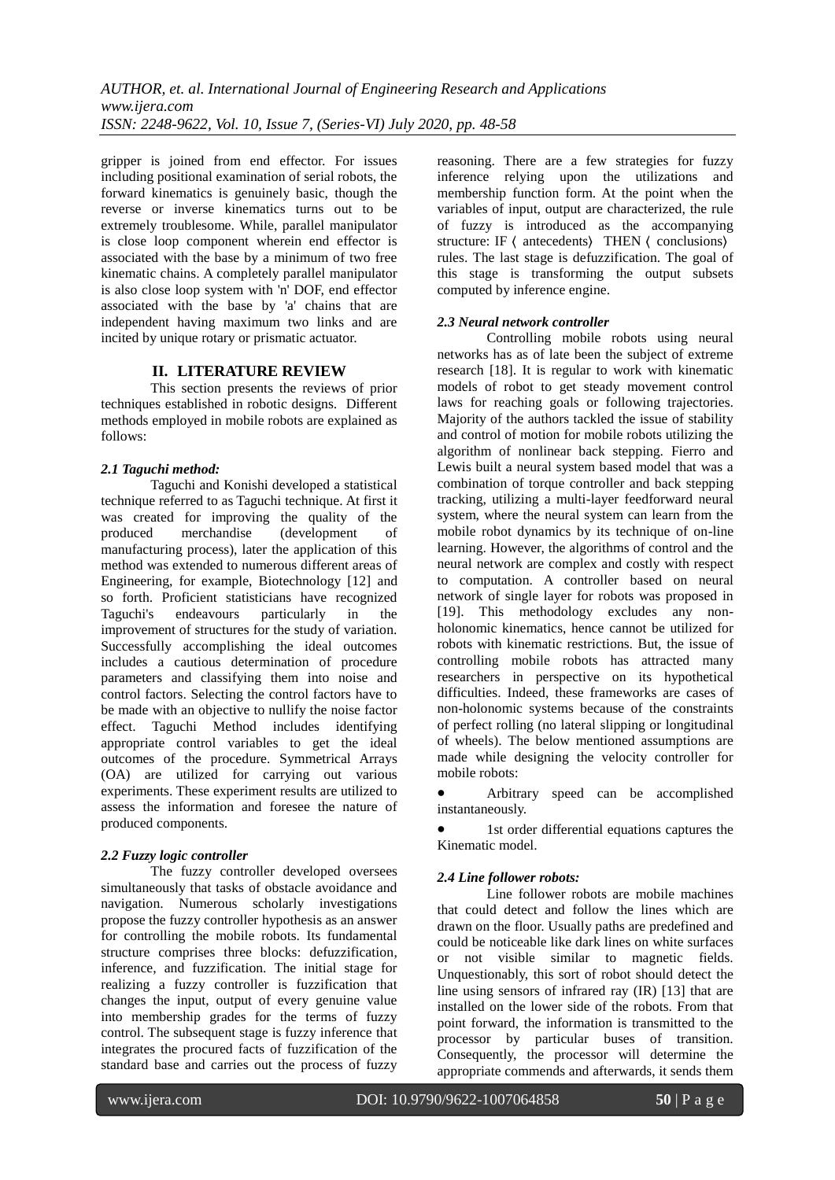gripper is joined from end effector. For issues including positional examination of serial robots, the forward kinematics is genuinely basic, though the reverse or inverse kinematics turns out to be extremely troublesome. While, parallel manipulator is close loop component wherein end effector is associated with the base by a minimum of two free kinematic chains. A completely parallel manipulator is also close loop system with 'n' DOF, end effector associated with the base by 'a' chains that are independent having maximum two links and are incited by unique rotary or prismatic actuator.

## II. LITERATURE REVIEW

This section presents the reviews of prior techniques established in robotic designs. Different methods employed in mobile robots are explained as follows:

### *2.1 Taguchi method:*

Taguchi and Konishi developed a statistical technique referred to as Taguchi technique. At first it was created for improving the quality of the produced merchandise (development of manufacturing process), later the application of this method was extended to numerous different areas of Engineering, for example, Biotechnology [12] and so forth. Proficient statisticians have recognized Taguchi's endeavours particularly in the improvement of structures for the study of variation. Successfully accomplishing the ideal outcomes includes a cautious determination of procedure parameters and classifying them into noise and control factors. Selecting the control factors have to be made with an objective to nullify the noise factor effect. Taguchi Method includes identifying appropriate control variables to get the ideal outcomes of the procedure. Symmetrical Arrays (OA) are utilized for carrying out various experiments. These experiment results are utilized to assess the information and foresee the nature of produced components.

### *2.2 Fuzzy logic controller*

The fuzzy controller developed oversees simultaneously that tasks of obstacle avoidance and navigation. Numerous scholarly investigations propose the fuzzy controller hypothesis as an answer for controlling the mobile robots. Its fundamental structure comprises three blocks: defuzzification, inference, and fuzzification. The initial stage for realizing a fuzzy controller is fuzzification that changes the input, output of every genuine value into membership grades for the terms of fuzzy control. The subsequent stage is fuzzy inference that integrates the procured facts of fuzzification of the standard base and carries out the process of fuzzy reasoning. There are a few strategies for fuzzy inference relying upon the utilizations and membership function form. At the point when the variables of input, output are characterized, the rule of fuzzy is introduced as the accompanying structure: IF 〈 antecedents〉 THEN 〈 conclusions〉 rules. The last stage is defuzzification. The goal of this stage is transforming the output subsets computed by inference engine.

### *2.3 Neural network controller*

Controlling mobile robots using neural networks has as of late been the subject of extreme research [18]. It is regular to work with kinematic models of robot to get steady movement control laws for reaching goals or following trajectories. Majority of the authors tackled the issue of stability and control of motion for mobile robots utilizing the algorithm of nonlinear back stepping. Fierro and Lewis built a neural system based model that was a combination of torque controller and back stepping tracking, utilizing a multi-layer feedforward neural system, where the neural system can learn from the mobile robot dynamics by its technique of on-line learning. However, the algorithms of control and the neural network are complex and costly with respect to computation. A controller based on neural network of single layer for robots was proposed in [19]. This methodology excludes any non-holonomic kinematics, hence cannot be utilized for robots with kinematic restrictions. But, the issue of controlling mobile robots has attracted many researchers in perspective on its hypothetical difficulties. Indeed, these frameworks are cases of non-holonomic systems because of the constraints of perfect rolling (no lateral slipping or longitudinal of wheels). The below mentioned assumptions are made while designing the velocity controller for mobile robots:

- Arbitrary speed can be accomplished instantaneously.
- 1st order differential equations captures the Kinematic model.

### *2.4 Line follower robots:*

Line follower robots are mobile machines that could detect and follow the lines which are drawn on the floor. Usually paths are predefined and could be noticeable like dark lines on white surfaces or not visible similar to magnetic fields. Unquestionably, this sort of robot should detect the line using sensors of infrared ray (IR) [13] that are installed on the lower side of the robots. From that point forward, the information is transmitted to the processor by particular buses of transition. Consequently, the processor will determine the appropriate commends and afterwards, it sends them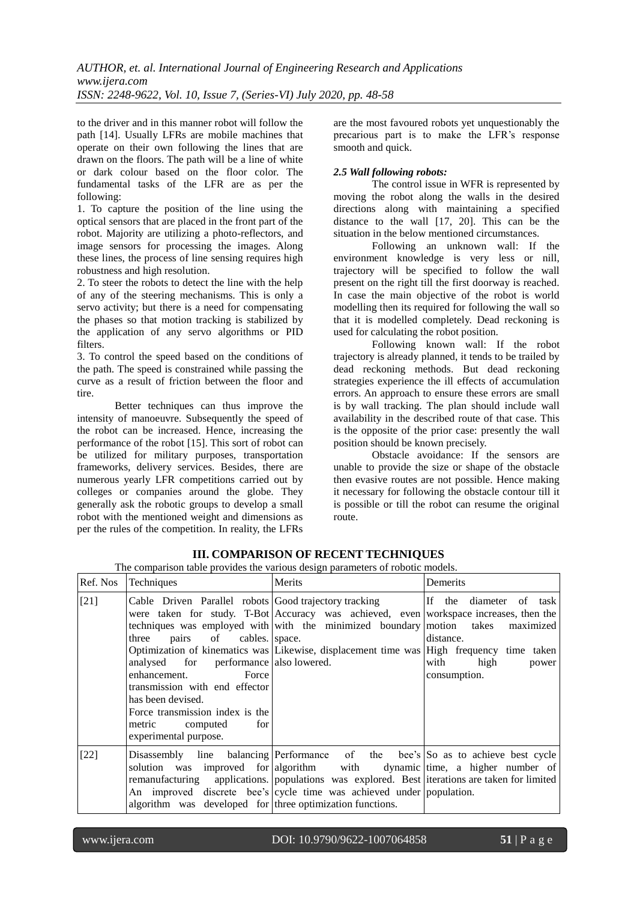to the driver and in this manner robot will follow the path [14]. Usually LFRs are mobile machines that operate on their own following the lines that are drawn on the floors. The path will be a line of white or dark colour based on the floor color. The fundamental tasks of the LFR are as per the following:

1. To capture the position of the line using the optical sensors that are placed in the front part of the robot. Majority are utilizing a photo-reflectors, and image sensors for processing the images. Along these lines, the process of line sensing requires high robustness and high resolution.
2. To steer the robots to detect the line with the help of any of the steering mechanisms. This is only a servo activity; but there is a need for compensating the phases so that motion tracking is stabilized by the application of any servo algorithms or PID filters.
3. To control the speed based on the conditions of the path. The speed is constrained while passing the curve as a result of friction between the floor and tire.

Better techniques can thus improve the intensity of manoeuvre. Subsequently the speed of the robot can be increased. Hence, increasing the performance of the robot [15]. This sort of robot can be utilized for military purposes, transportation frameworks, delivery services. Besides, there are numerous yearly LFR competitions carried out by colleges or companies around the globe. They generally ask the robotic groups to develop a small robot with the mentioned weight and dimensions as per the rules of the competition. In reality, the LFRs are the most favoured robots yet unquestionably the precarious part is to make the LFR's response smooth and quick.

### *2.5 Wall following robots:*

The control issue in WFR is represented by moving the robot along the walls in the desired directions along with maintaining a specified distance to the wall [17, 20]. This can be the situation in the below mentioned circumstances.

Following an unknown wall: If the environment knowledge is very less or nill, trajectory will be specified to follow the wall present on the right till the first doorway is reached. In case the main objective of the robot is world modelling then its required for following the wall so that it is modelled completely. Dead reckoning is used for calculating the robot position.

Following known wall: If the robot trajectory is already planned, it tends to be trailed by dead reckoning methods. But dead reckoning strategies experience the ill effects of accumulation errors. An approach to ensure these errors are small is by wall tracking. The plan should include wall availability in the described route of that case. This is the opposite of the prior case: presently the wall position should be known precisely.

Obstacle avoidance: If the sensors are unable to provide the size or shape of the obstacle then evasive routes are not possible. Hence making it necessary for following the obstacle contour till it is possible or till the robot can resume the original route.

## III. COMPARISON OF RECENT TECHNIQUES

The comparison table provides the various design parameters of robotic models.

| Ref. Nos | Techniques | Merits | Demerits |
|---|---|---|---|
| [21] | Cable Driven Parallel robots were taken for study. T-Bot techniques was employed with three pairs of cables. Optimization of kinematics was analysed for performance enhancement. Force transmission with end effector has been devised. Force transmission index is the metric computed for experimental purpose. | Good trajectory tracking Accuracy was achieved, even with the minimized boundary space. Likewise, displacement time was also lowered. | If the diameter of task workspace increases, then the motion takes maximized distance. High frequency time taken with high power consumption. |
| [22] | Disassembly line balancing solution was improved for remanufacturing applications. An improved discrete bee's algorithm was developed for | Performance of the bee's algorithm with dynamic populations was explored. Best cycle time was achieved under three optimization functions. | So as to achieve best cycle time, a higher number of iterations are taken for limited population. |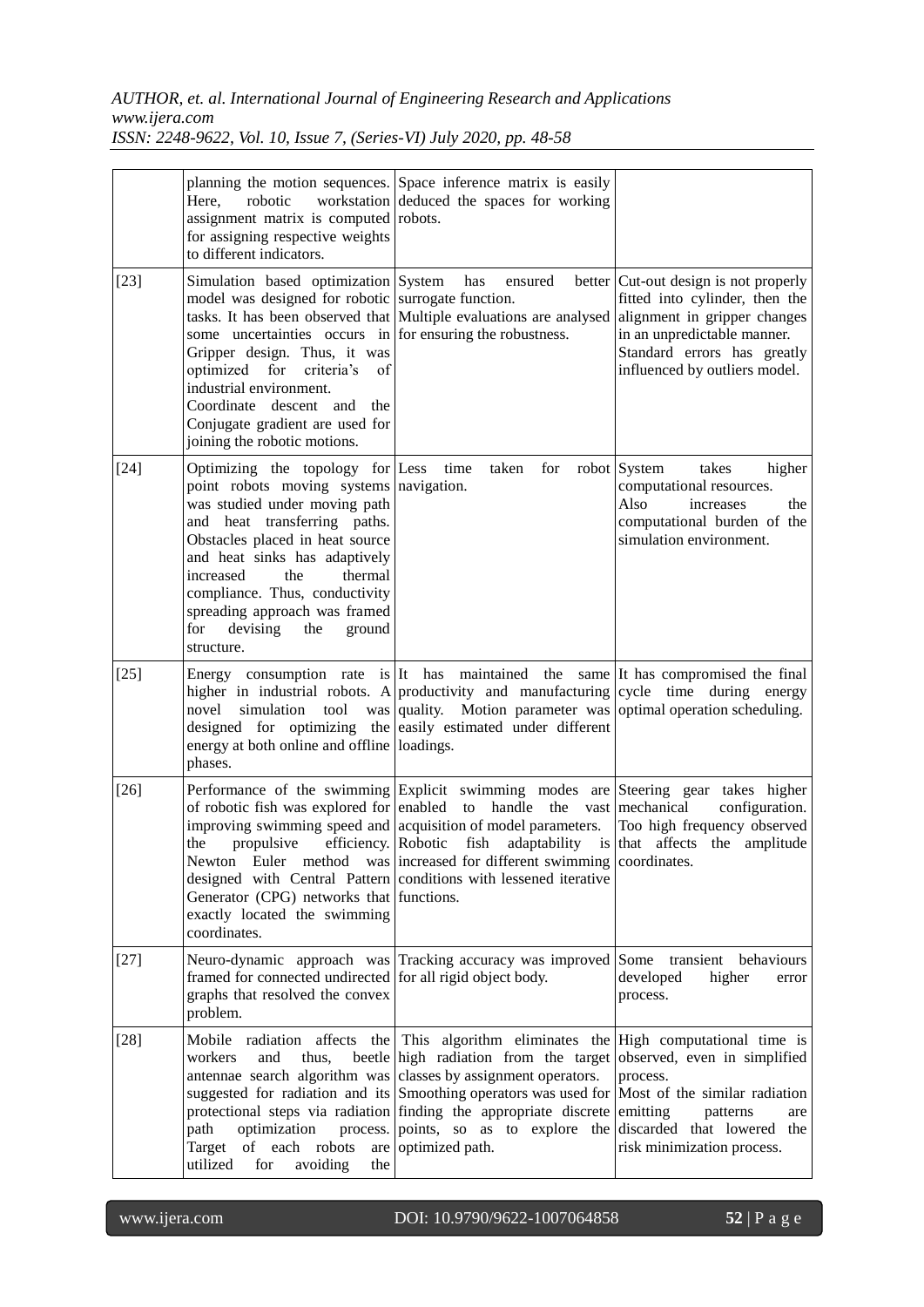| | | | |
|---|---|---|---|
| | planning the motion sequences. Here, robotic workstation assignment matrix is computed for assigning respective weights to different indicators. | Space inference matrix is easily deduced the spaces for working robots. | |
| [23] | Simulation based optimization model was designed for robotic tasks. It has been observed that some uncertainties occurs in Gripper design. Thus, it was optimized for criteria's of industrial environment. Coordinate descent and the Conjugate gradient are used for joining the robotic motions. | System has ensured better surrogate function. Multiple evaluations are analysed for ensuring the robustness. | Cut-out design is not properly fitted into cylinder, then the alignment in gripper changes in an unpredictable manner. Standard errors has greatly influenced by outliers model. |
| [24] | Optimizing the topology for point robots moving systems was studied under moving path and heat transferring paths. Obstacles placed in heat source and heat sinks has adaptively increased the thermal compliance. Thus, conductivity spreading approach was framed for devising the ground structure. | Less time taken for robot navigation. | System takes higher computational resources. Also increases the computational burden of the simulation environment. |
| [25] | Energy consumption rate is higher in industrial robots. A novel simulation tool was designed for optimizing the energy at both online and offline phases. | It has maintained the same productivity and manufacturing quality. Motion parameter was easily estimated under different loadings. | It has compromised the final cycle time during energy optimal operation scheduling. |
| [26] | Performance of the swimming of robotic fish was explored for improving swimming speed and the propulsive efficiency. Newton Euler method was designed with Central Pattern Generator (CPG) networks that exactly located the swimming coordinates. | Explicit swimming modes are enabled to handle the vast acquisition of model parameters. Robotic fish adaptability is increased for different swimming conditions with lessened iterative functions. | Steering gear takes higher mechanical configuration. Too high frequency observed that affects the amplitude coordinates. |
| [27] | Neuro-dynamic approach was framed for connected undirected graphs that resolved the convex problem. | Tracking accuracy was improved for all rigid object body. | Some transient behaviours developed higher error process. |
| [28] | Mobile radiation affects the workers and thus, beetle antennae search algorithm was suggested for radiation and its protectional steps via radiation path optimization process. Target of each robots are utilized for avoiding the | This algorithm eliminates the high radiation from the target classes by assignment operators. Smoothing operators was used for finding the appropriate discrete points, so as to explore the optimized path. | High computational time is observed, even in simplified process. Most of the similar radiation emitting patterns are discarded that lowered the risk minimization process. |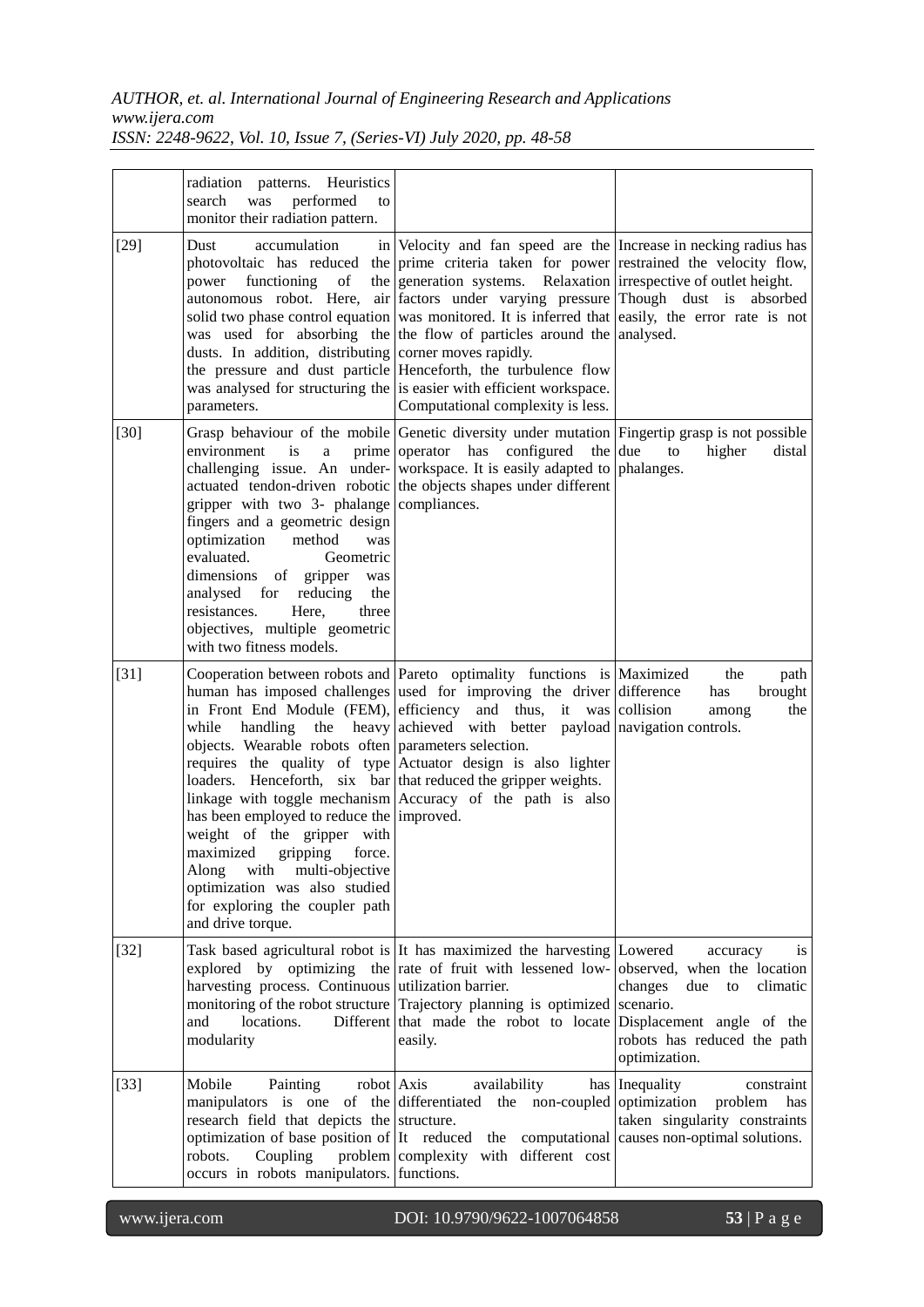| | | | |
|---|---|---|---|
| | radiation patterns. Heuristics search was performed to monitor their radiation pattern. | | |
| [29] | Dust accumulation in photovoltaic has reduced the power functioning of the autonomous robot. Here, air solid two phase control equation was used for absorbing the dusts. In addition, distributing the pressure and dust particle was analysed for structuring the parameters. | Velocity and fan speed are the prime criteria taken for power generation systems. Relaxation factors under varying pressure was monitored. It is inferred that the flow of particles around the corner moves rapidly. Henceforth, the turbulence flow is easier with efficient workspace. Computational complexity is less. | Increase in necking radius has restrained the velocity flow, irrespective of outlet height. Though dust is absorbed easily, the error rate is not analysed. |
| [30] | Grasp behaviour of the mobile environment is a prime challenging issue. An under-actuated tendon-driven robotic gripper with two 3- phalange fingers and a geometric design optimization method was evaluated. Geometric dimensions of gripper was analysed for reducing the resistances. Here, three objectives, multiple geometric with two fitness models. | Genetic diversity under mutation operator has configured the workspace. It is easily adapted to the objects shapes under different compliances. | Fingertip grasp is not possible due to higher distal phalanges. |
| [31] | Cooperation between robots and human has imposed challenges in Front End Module (FEM), while handling the heavy objects. Wearable robots often requires the quality of type loaders. Henceforth, six bar linkage with toggle mechanism has been employed to reduce the weight of the gripper with maximized gripping force. Along with multi-objective optimization was also studied for exploring the coupler path and drive torque. | Pareto optimality functions is used for improving the driver efficiency and thus, it was achieved with better payload parameters selection. Actuator design is also lighter that reduced the gripper weights. Accuracy of the path is also improved. | Maximized the path difference has brought collision among the navigation controls. |
| [32] | Task based agricultural robot is explored by optimizing the harvesting process. Continuous monitoring of the robot structure and locations. Different modularity | It has maximized the harvesting rate of fruit with lessened low-utilization barrier. Trajectory planning is optimized that made the robot to locate easily. | Lowered accuracy is observed, when the location changes due to climatic scenario. Displacement angle of the robots has reduced the path optimization. |
| [33] | Mobile Painting robot manipulators is one of the research field that depicts the optimization of base position of robots. Coupling problem occurs in robots manipulators. | Axis availability has differentiated the non-coupled structure. It reduced the computational complexity with different cost functions. | Inequality constraint optimization problem has taken singularity constraints causes non-optimal solutions. |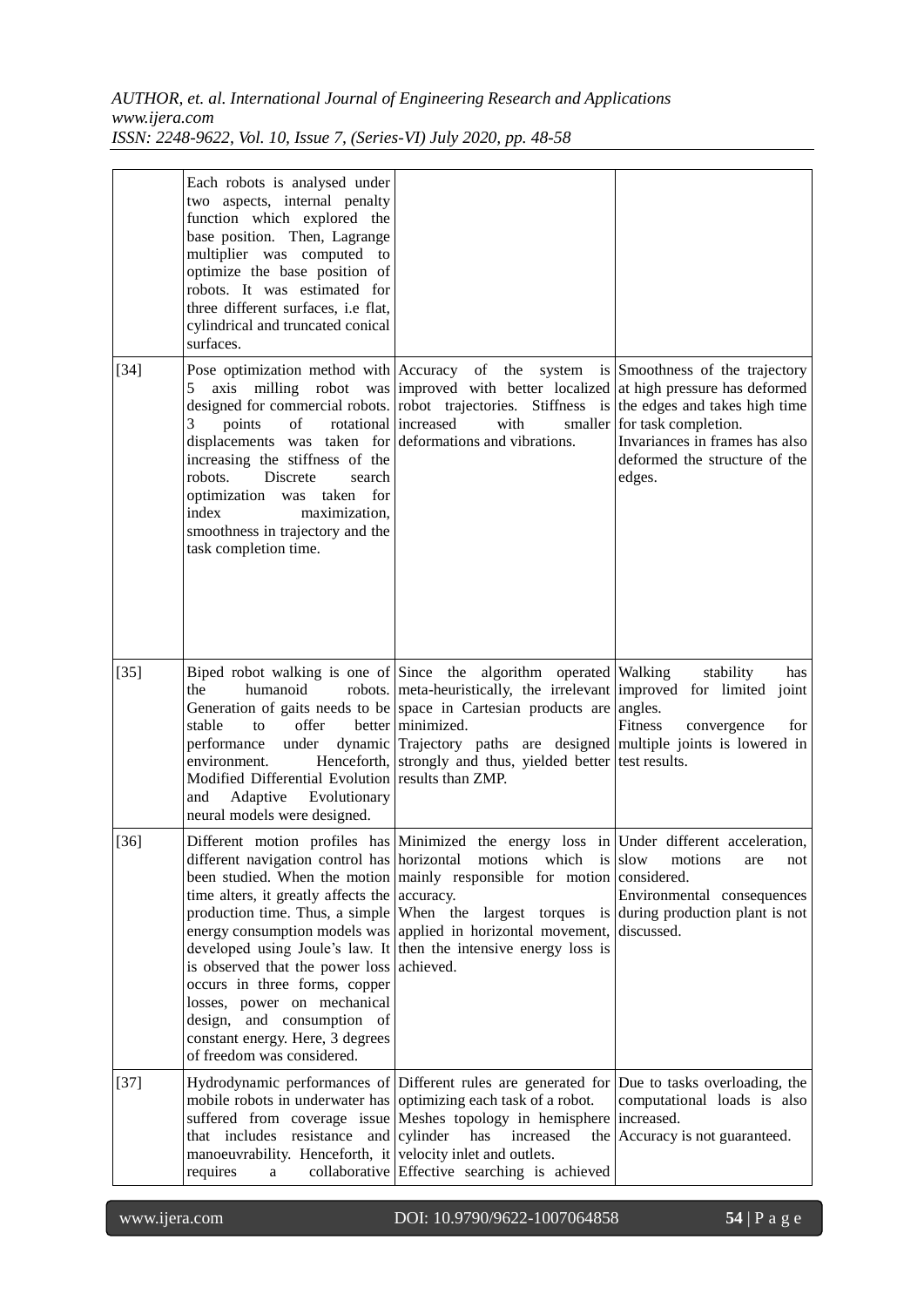| | | | |
|---|---|---|---|
| | Each robots is analysed under two aspects, internal penalty function which explored the base position. Then, Lagrange multiplier was computed to optimize the base position of robots. It was estimated for three different surfaces, i.e flat, cylindrical and truncated conical surfaces. | | |
| [34] | Pose optimization method with 5 axis milling robot was designed for commercial robots. 3 points of rotational displacements was taken for increasing the stiffness of the robots. Discrete search optimization was taken for index maximization, smoothness in trajectory and the task completion time. | Accuracy of the system is improved with better localized robot trajectories. Stiffness is increased with smaller deformations and vibrations. | Smoothness of the trajectory at high pressure has deformed the edges and takes high time for task completion. Invariances in frames has also deformed the structure of the edges. |
| [35] | Biped robot walking is one of the humanoid robots. Generation of gaits needs to be stable to offer better performance under dynamic environment. Henceforth, Modified Differential Evolution and Adaptive Evolutionary neural models were designed. | Since the algorithm operated meta-heuristically, the irrelevant space in Cartesian products are minimized. Trajectory paths are designed strongly and thus, yielded better results than ZMP. | Walking stability has improved for limited joint angles. Fitness convergence for multiple joints is lowered in test results. |
| [36] | Different motion profiles has different navigation control has been studied. When the motion time alters, it greatly affects the production time. Thus, a simple energy consumption models was developed using Joule's law. It is observed that the power loss occurs in three forms, copper losses, power on mechanical design, and consumption of constant energy. Here, 3 degrees of freedom was considered. | Minimized the energy loss in horizontal motions which is mainly responsible for motion accuracy. When the largest torques is applied in horizontal movement, then the intensive energy loss is achieved. | Under different acceleration, slow motions are not considered. Environmental consequences during production plant is not discussed. |
| [37] | Hydrodynamic performances of mobile robots in underwater has suffered from coverage issue that includes resistance and manoeuvrability. Henceforth, it requires a collaborative | Different rules are generated for optimizing each task of a robot. Meshes topology in hemisphere cylinder has increased the velocity inlet and outlets. Effective searching is achieved | Due to tasks overloading, the computational loads is also increased. Accuracy is not guaranteed. |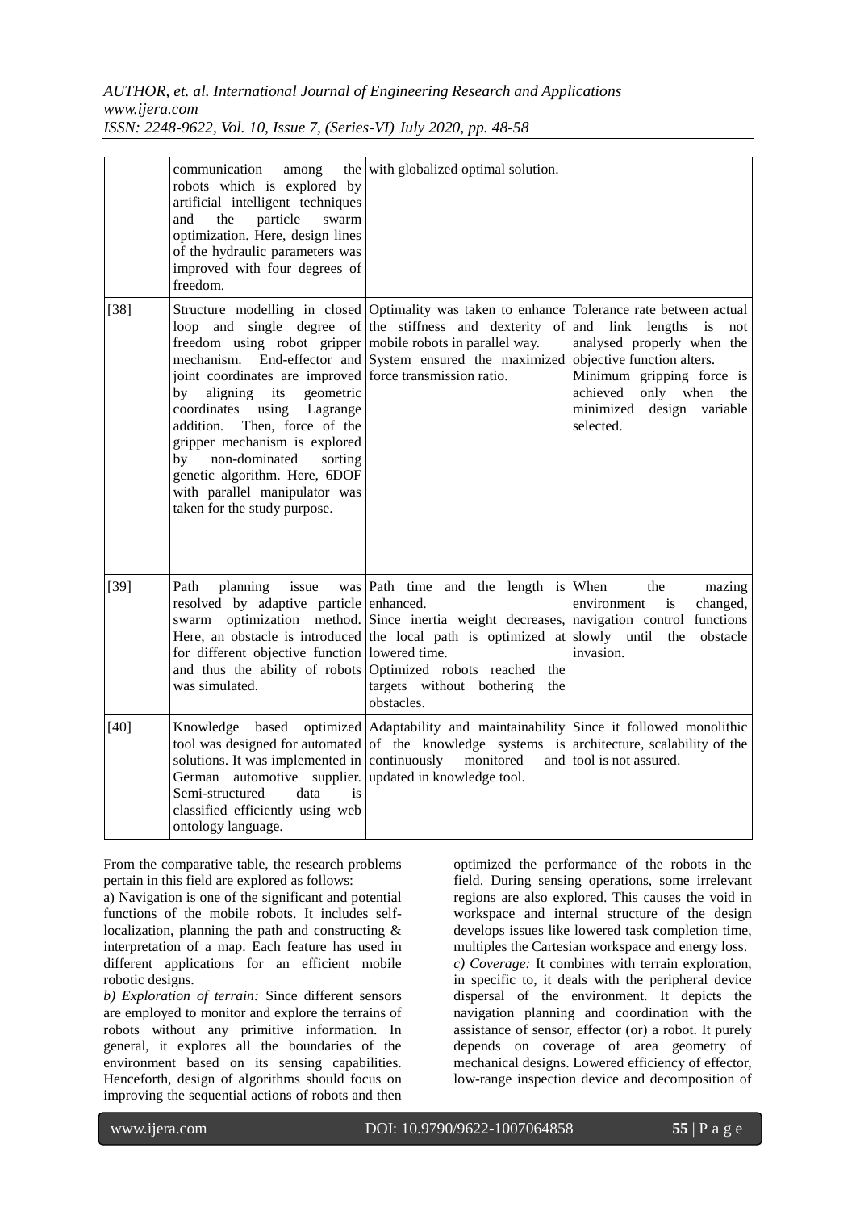| | | | |
|---|---|---|---|
| | communication among the robots which is explored by artificial intelligent techniques and the particle swarm optimization. Here, design lines of the hydraulic parameters was improved with four degrees of freedom. | with globalized optimal solution. | |
| [38] | Structure modelling in closed loop and single degree of freedom using robot gripper mechanism. End-effector and joint coordinates are improved by aligning its geometric coordinates using Lagrange addition. Then, force of the gripper mechanism is explored by non-dominated sorting genetic algorithm. Here, 6DOF with parallel manipulator was taken for the study purpose. | Optimality was taken to enhance the stiffness and dexterity of mobile robots in parallel way. System ensured the maximized force transmission ratio. | Tolerance rate between actual and link lengths is not analysed properly when the objective function alters. Minimum gripping force is achieved only when the minimized design variable selected. |
| [39] | Path planning issue was resolved by adaptive particle swarm optimization method. Here, an obstacle is introduced for different objective function and thus the ability of robots was simulated. | Path time and the length is enhanced. Since inertia weight decreases, the local path is optimized at lowered time. Optimized robots reached the targets without bothering the obstacles. | When the mazing environment is changed, navigation control functions slowly until the obstacle invasion. |
| [40] | Knowledge based optimized tool was designed for automated solutions. It was implemented in German automotive supplier. Semi-structured data is classified efficiently using web ontology language. | Adaptability and maintainability of the knowledge systems is continuously monitored and updated in knowledge tool. | Since it followed monolithic architecture, scalability of the tool is not assured. |

From the comparative table, the research problems pertain in this field are explored as follows:

a) Navigation is one of the significant and potential functions of the mobile robots. It includes self-localization, planning the path and constructing & interpretation of a map. Each feature has used in different applications for an efficient mobile robotic designs.

*b) Exploration of terrain:* Since different sensors are employed to monitor and explore the terrains of robots without any primitive information. In general, it explores all the boundaries of the environment based on its sensing capabilities. Henceforth, design of algorithms should focus on improving the sequential actions of robots and then optimized the performance of the robots in the field. During sensing operations, some irrelevant regions are also explored. This causes the void in workspace and internal structure of the design develops issues like lowered task completion time, multiples the Cartesian workspace and energy loss.

*c) Coverage:* It combines with terrain exploration, in specific to, it deals with the peripheral device dispersal of the environment. It depicts the navigation planning and coordination with the assistance of sensor, effector (or) a robot. It purely depends on coverage of area geometry of mechanical designs. Lowered efficiency of effector, low-range inspection device and decomposition of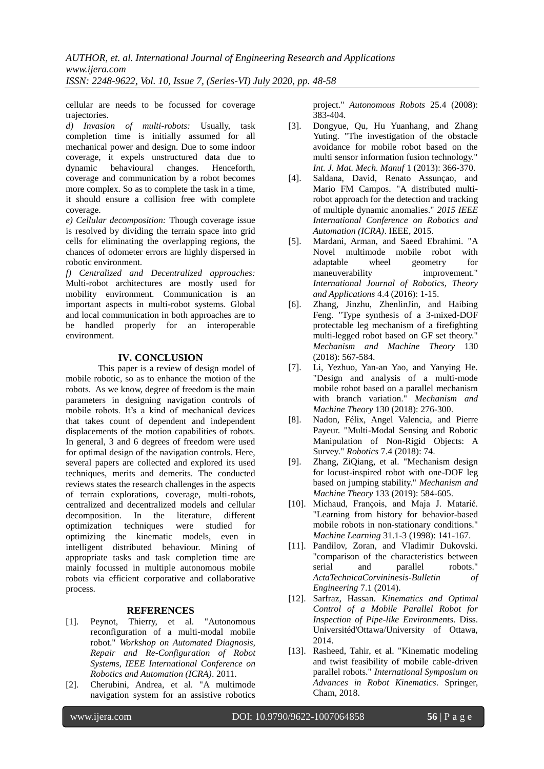cellular are needs to be focussed for coverage trajectories.

*d) Invasion of multi-robots:* Usually, task completion time is initially assumed for all mechanical power and design. Due to some indoor coverage, it expels unstructured data due to dynamic behavioural changes. Henceforth, coverage and communication by a robot becomes more complex. So as to complete the task in a time, it should ensure a collision free with complete coverage.

*e) Cellular decomposition:* Though coverage issue is resolved by dividing the terrain space into grid cells for eliminating the overlapping regions, the chances of odometer errors are highly dispersed in robotic environment.

*f) Centralized and Decentralized approaches:* Multi-robot architectures are mostly used for mobility environment. Communication is an important aspects in multi-robot systems. Global and local communication in both approaches are to be handled properly for an interoperable environment.

## IV. CONCLUSION

This paper is a review of design model of mobile robotic, so as to enhance the motion of the robots. As we know, degree of freedom is the main parameters in designing navigation controls of mobile robots. It's a kind of mechanical devices that takes count of dependent and independent displacements of the motion capabilities of robots. In general, 3 and 6 degrees of freedom were used for optimal design of the navigation controls. Here, several papers are collected and explored its used techniques, merits and demerits. The conducted reviews states the research challenges in the aspects of terrain explorations, coverage, multi-robots, centralized and decentralized models and cellular decomposition. In the literature, different optimization techniques were studied for optimizing the kinematic models, even in intelligent distributed behaviour. Mining of appropriate tasks and task completion time are mainly focussed in multiple autonomous mobile robots via efficient corporative and collaborative process.

## REFERENCES

[1]. Peynot, Thierry, et al. "Autonomous reconfiguration of a multi-modal mobile robot." *Workshop on Automated Diagnosis, Repair and Re-Configuration of Robot Systems, IEEE International Conference on Robotics and Automation (ICRA)*. 2011.

[2]. Cherubini, Andrea, et al. "A multimode navigation system for an assistive robotics project." *Autonomous Robots* 25.4 (2008): 383-404.

[3]. Dongyue, Qu, Hu Yuanhang, and Zhang Yuting. "The investigation of the obstacle avoidance for mobile robot based on the multi sensor information fusion technology." *Int. J. Mat. Mech. Manuf* 1 (2013): 366-370.

[4]. Saldana, David, Renato Assunçao, and Mario FM Campos. "A distributed multi-robot approach for the detection and tracking of multiple dynamic anomalies." *2015 IEEE International Conference on Robotics and Automation (ICRA)*. IEEE, 2015.

[5]. Mardani, Arman, and Saeed Ebrahimi. "A Novel multimode mobile robot with adaptable wheel geometry for maneuverability improvement." *International Journal of Robotics, Theory and Applications* 4.4 (2016): 1-15.

[6]. Zhang, Jinzhu, ZhenlinJin, and Haibing Feng. "Type synthesis of a 3-mixed-DOF protectable leg mechanism of a firefighting multi-legged robot based on GF set theory." *Mechanism and Machine Theory* 130 (2018): 567-584.

[7]. Li, Yezhuo, Yan-an Yao, and Yanying He. "Design and analysis of a multi-mode mobile robot based on a parallel mechanism with branch variation." *Mechanism and Machine Theory* 130 (2018): 276-300.

[8]. Nadon, Félix, Angel Valencia, and Pierre Payeur. "Multi-Modal Sensing and Robotic Manipulation of Non-Rigid Objects: A Survey." *Robotics* 7.4 (2018): 74.

[9]. Zhang, ZiQiang, et al. "Mechanism design for locust-inspired robot with one-DOF leg based on jumping stability." *Mechanism and Machine Theory* 133 (2019): 584-605.

[10]. Michaud, François, and Maja J. Matarić. "Learning from history for behavior-based mobile robots in non-stationary conditions." *Machine Learning* 31.1-3 (1998): 141-167.

[11]. Pandilov, Zoran, and Vladimir Dukovski. "comparison of the characteristics between serial and parallel robots." *ActaTechnicaCorvininesis-Bulletin of Engineering* 7.1 (2014).

[12]. Sarfraz, Hassan. *Kinematics and Optimal Control of a Mobile Parallel Robot for Inspection of Pipe-like Environments*. Diss. Universitéd'Ottawa/University of Ottawa, 2014.

[13]. Rasheed, Tahir, et al. "Kinematic modeling and twist feasibility of mobile cable-driven parallel robots." *International Symposium on Advances in Robot Kinematics*. Springer, Cham, 2018.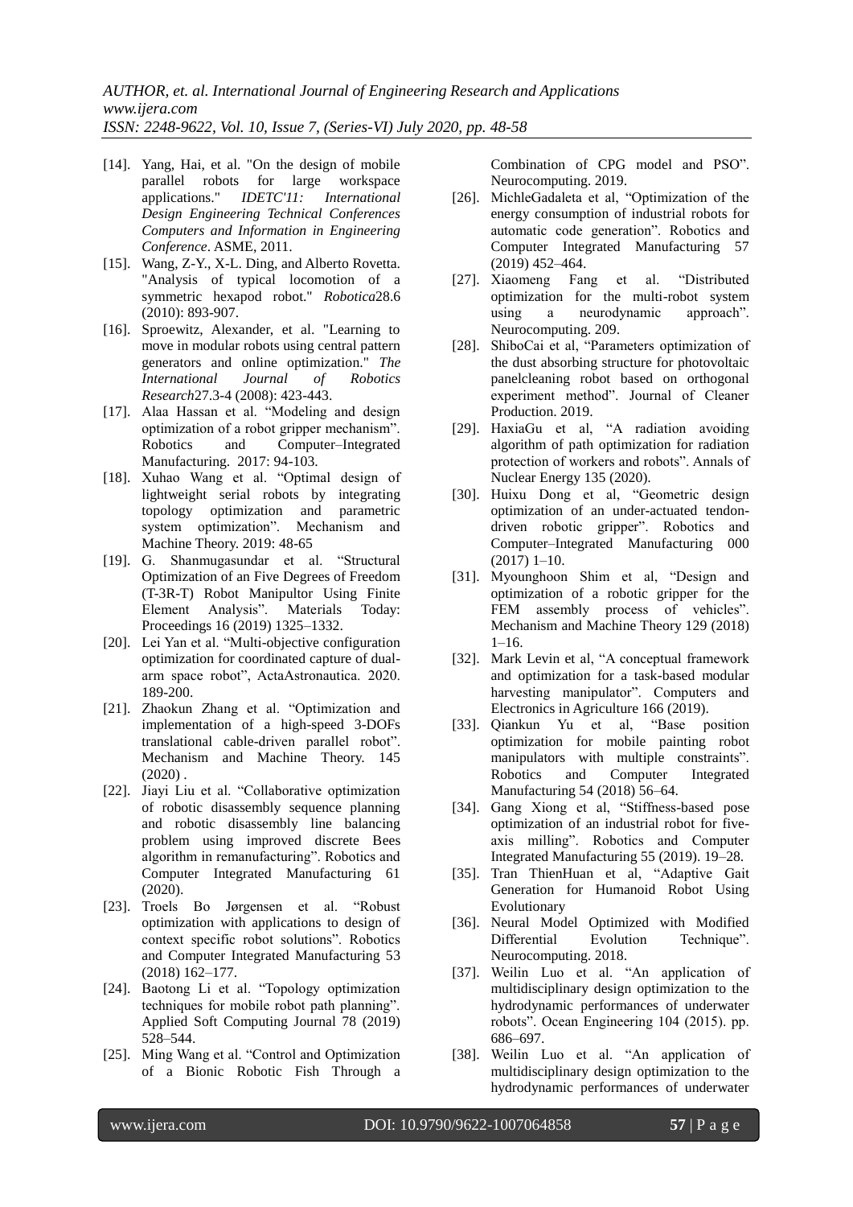- [14]. Yang, Hai, et al. "On the design of mobile parallel robots for large workspace applications." *IDETC'11: International Design Engineering Technical Conferences Computers and Information in Engineering Conference*. ASME, 2011.
- [15]. Wang, Z-Y., X-L. Ding, and Alberto Rovetta. "Analysis of typical locomotion of a symmetric hexapod robot." *Robotica*28.6 (2010): 893-907.
- [16]. Sproewitz, Alexander, et al. "Learning to move in modular robots using central pattern generators and online optimization." *The International Journal of Robotics Research*27.3-4 (2008): 423-443.
- [17]. Alaa Hassan et al. "Modeling and design optimization of a robot gripper mechanism". Robotics and Computer–Integrated Manufacturing. 2017: 94-103.
- [18]. Xuhao Wang et al. "Optimal design of lightweight serial robots by integrating topology optimization and parametric system optimization". Mechanism and Machine Theory. 2019: 48-65
- [19]. G. Shanmugasundar et al. "Structural Optimization of an Five Degrees of Freedom (T-3R-T) Robot Manipultor Using Finite Element Analysis". Materials Today: Proceedings 16 (2019) 1325–1332.
- [20]. Lei Yan et al. "Multi-objective configuration optimization for coordinated capture of dual-arm space robot", ActaAstronautica. 2020. 189-200.
- [21]. Zhaokun Zhang et al. "Optimization and implementation of a high-speed 3-DOFs translational cable-driven parallel robot". Mechanism and Machine Theory. 145 (2020) .
- [22]. Jiayi Liu et al. "Collaborative optimization of robotic disassembly sequence planning and robotic disassembly line balancing problem using improved discrete Bees algorithm in remanufacturing". Robotics and Computer Integrated Manufacturing 61 (2020).
- [23]. Troels Bo Jørgensen et al. "Robust optimization with applications to design of context specific robot solutions". Robotics and Computer Integrated Manufacturing 53 (2018) 162–177.
- [24]. Baotong Li et al. "Topology optimization techniques for mobile robot path planning". Applied Soft Computing Journal 78 (2019) 528–544.
- [25]. Ming Wang et al. "Control and Optimization of a Bionic Robotic Fish Through a Combination of CPG model and PSO". Neurocomputing. 2019.
- [26]. MichleGadaleta et al, "Optimization of the energy consumption of industrial robots for automatic code generation". Robotics and Computer Integrated Manufacturing 57 (2019) 452–464.
- [27]. Xiaomeng Fang et al. "Distributed optimization for the multi-robot system using a neurodynamic approach". Neurocomputing. 209.
- [28]. ShiboCai et al, "Parameters optimization of the dust absorbing structure for photovoltaic panelcleaning robot based on orthogonal experiment method". Journal of Cleaner Production. 2019.
- [29]. HaxiaGu et al, "A radiation avoiding algorithm of path optimization for radiation protection of workers and robots". Annals of Nuclear Energy 135 (2020).
- [30]. Huixu Dong et al, "Geometric design optimization of an under-actuated tendon-driven robotic gripper". Robotics and Computer–Integrated Manufacturing 000 (2017) 1–10.
- [31]. Myounghoon Shim et al, "Design and optimization of a robotic gripper for the FEM assembly process of vehicles". Mechanism and Machine Theory 129 (2018) 1–16.
- [32]. Mark Levin et al, "A conceptual framework and optimization for a task-based modular harvesting manipulator". Computers and Electronics in Agriculture 166 (2019).
- [33]. Qiankun Yu et al, "Base position optimization for mobile painting robot manipulators with multiple constraints". Robotics and Computer Integrated Manufacturing 54 (2018) 56–64.
- [34]. Gang Xiong et al, "Stiffness-based pose optimization of an industrial robot for five-axis milling". Robotics and Computer Integrated Manufacturing 55 (2019). 19–28.
- [35]. Tran ThienHuan et al, "Adaptive Gait Generation for Humanoid Robot Using Evolutionary
- [36]. Neural Model Optimized with Modified Differential Evolution Technique". Neurocomputing. 2018.
- [37]. Weilin Luo et al. "An application of multidisciplinary design optimization to the hydrodynamic performances of underwater robots". Ocean Engineering 104 (2015). pp. 686–697.
- [38]. Weilin Luo et al. "An application of multidisciplinary design optimization to the hydrodynamic performances of underwater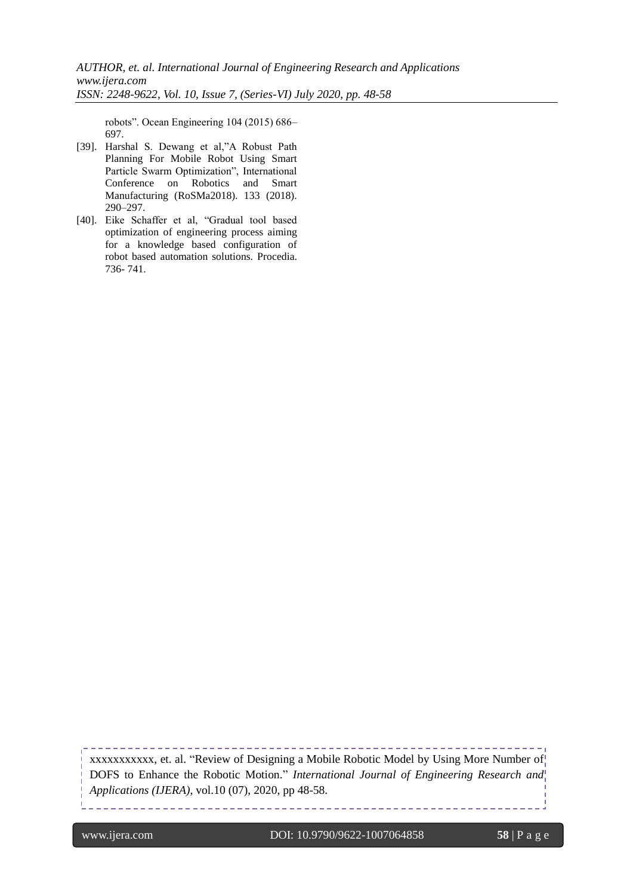robots". Ocean Engineering 104 (2015) 686–697.

[39]. Harshal S. Dewang et al,"A Robust Path Planning For Mobile Robot Using Smart Particle Swarm Optimization", International Conference on Robotics and Smart Manufacturing (RoSMa2018). 133 (2018). 290–297.

[40]. Eike Schaffer et al, "Gradual tool based optimization of engineering process aiming for a knowledge based configuration of robot based automation solutions. Procedia. 736- 741.

xxxxxxxxxxx, et. al. "Review of Designing a Mobile Robotic Model by Using More Number of DOFS to Enhance the Robotic Motion." *International Journal of Engineering Research and Applications (IJERA)*, vol.10 (07), 2020, pp 48-58.